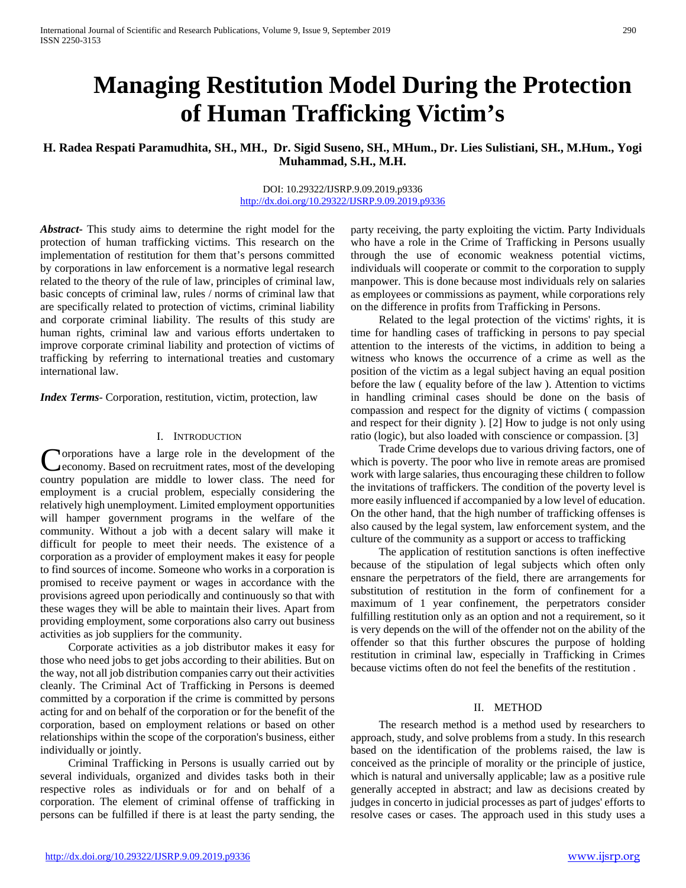# Managing Restitution Model During the Protection of Human Trafficking Victim's

**H. Radea Respati Paramudhita, SH., MH., Dr. Sigid Suseno, SH., MHum., Dr. Lies Sulistiani, SH., M.Hum., Yogi Muhammad, S.H., M.H.**

DOI: 10.29322/IJSRP.9.09.2019.p9336
http://dx.doi.org/10.29322/IJSRP.9.09.2019.p9336

***Abstract***- This study aims to determine the right model for the protection of human trafficking victims. This research on the implementation of restitution for them that's persons committed by corporations in law enforcement is a normative legal research related to the theory of the rule of law, principles of criminal law, basic concepts of criminal law, rules / norms of criminal law that are specifically related to protection of victims, criminal liability and corporate criminal liability. The results of this study are human rights, criminal law and various efforts undertaken to improve corporate criminal liability and protection of victims of trafficking by referring to international treaties and customary international law.

***Index Terms***- Corporation, restitution, victim, protection, law

## I. Introduction

Corporations have a large role in the development of the economy. Based on recruitment rates, most of the developing country population are middle to lower class. The need for employment is a crucial problem, especially considering the relatively high unemployment. Limited employment opportunities will hamper government programs in the welfare of the community. Without a job with a decent salary will make it difficult for people to meet their needs. The existence of a corporation as a provider of employment makes it easy for people to find sources of income. Someone who works in a corporation is promised to receive payment or wages in accordance with the provisions agreed upon periodically and continuously so that with these wages they will be able to maintain their lives. Apart from providing employment, some corporations also carry out business activities as job suppliers for the community.

Corporate activities as a job distributor makes it easy for those who need jobs to get jobs according to their abilities. But on the way, not all job distribution companies carry out their activities cleanly. The Criminal Act of Trafficking in Persons is deemed committed by a corporation if the crime is committed by persons acting for and on behalf of the corporation or for the benefit of the corporation, based on employment relations or based on other relationships within the scope of the corporation's business, either individually or jointly.

Criminal Trafficking in Persons is usually carried out by several individuals, organized and divides tasks both in their respective roles as individuals or for and on behalf of a corporation. The element of criminal offense of trafficking in persons can be fulfilled if there is at least the party sending, the party receiving, the party exploiting the victim. Party Individuals who have a role in the Crime of Trafficking in Persons usually through the use of economic weakness potential victims, individuals will cooperate or commit to the corporation to supply manpower. This is done because most individuals rely on salaries as employees or commissions as payment, while corporations rely on the difference in profits from Trafficking in Persons.

Related to the legal protection of the victims' rights, it is time for handling cases of trafficking in persons to pay special attention to the interests of the victims, in addition to being a witness who knows the occurrence of a crime as well as the position of the victim as a legal subject having an equal position before the law ( equality before of the law ). Attention to victims in handling criminal cases should be done on the basis of compassion and respect for the dignity of victims ( compassion and respect for their dignity ). [2] How to judge is not only using ratio (logic), but also loaded with conscience or compassion. [3]

Trade Crime develops due to various driving factors, one of which is poverty. The poor who live in remote areas are promised work with large salaries, thus encouraging these children to follow the invitations of traffickers. The condition of the poverty level is more easily influenced if accompanied by a low level of education. On the other hand, that the high number of trafficking offenses is also caused by the legal system, law enforcement system, and the culture of the community as a support or access to trafficking

The application of restitution sanctions is often ineffective because of the stipulation of legal subjects which often only ensnare the perpetrators of the field, there are arrangements for substitution of restitution in the form of confinement for a maximum of 1 year confinement, the perpetrators consider fulfilling restitution only as an option and not a requirement, so it is very depends on the will of the offender not on the ability of the offender so that this further obscures the purpose of holding restitution in criminal law, especially in Trafficking in Crimes because victims often do not feel the benefits of the restitution .

## II. Method

The research method is a method used by researchers to approach, study, and solve problems from a study. In this research based on the identification of the problems raised, the law is conceived as the principle of morality or the principle of justice, which is natural and universally applicable; law as a positive rule generally accepted in abstract; and law as decisions created by judges in concerto in judicial processes as part of judges' efforts to resolve cases or cases. The approach used in this study uses a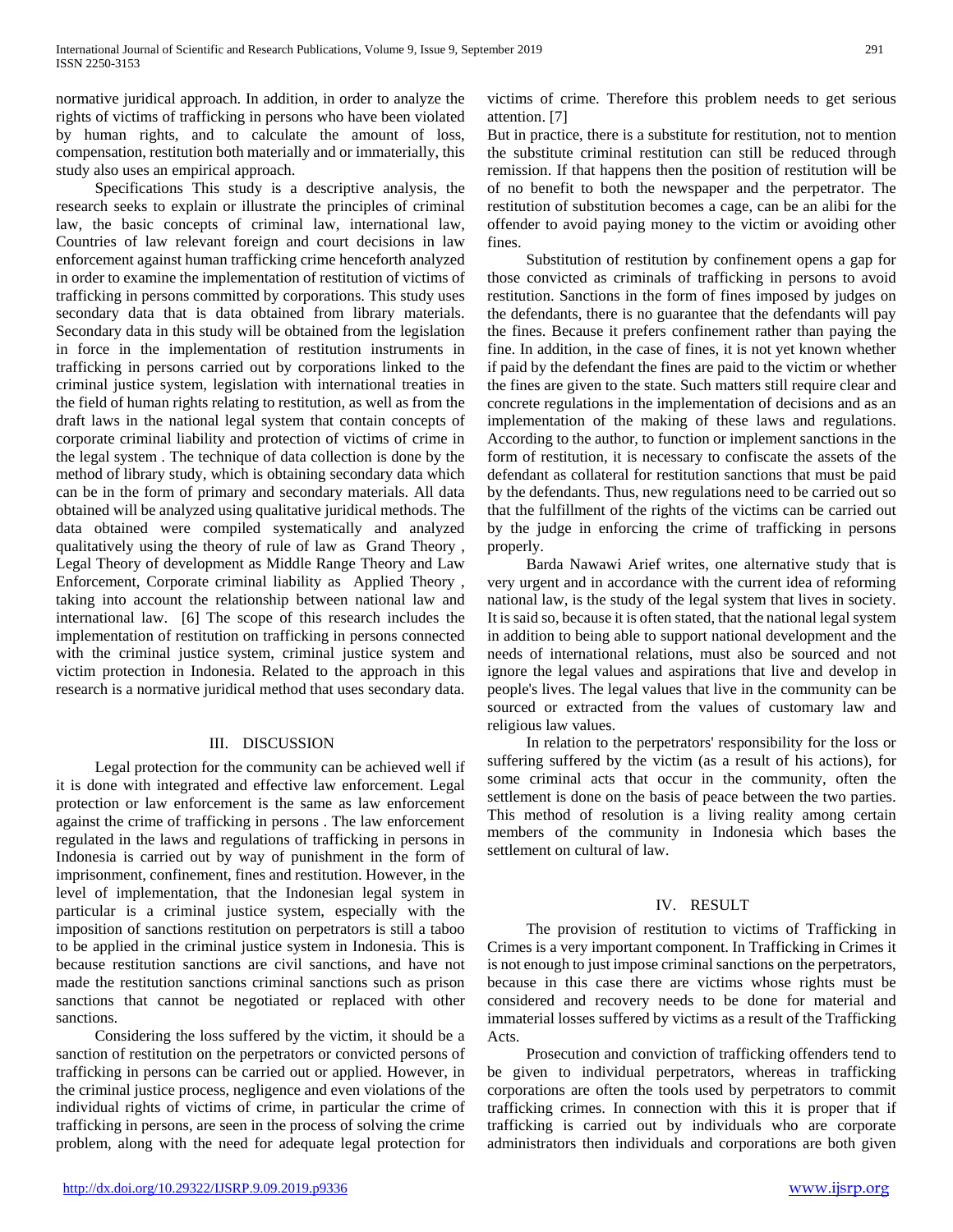normative juridical approach. In addition, in order to analyze the rights of victims of trafficking in persons who have been violated by human rights, and to calculate the amount of loss, compensation, restitution both materially and or immaterially, this study also uses an empirical approach.

Specifications This study is a descriptive analysis, the research seeks to explain or illustrate the principles of criminal law, the basic concepts of criminal law, international law, Countries of law relevant foreign and court decisions in law enforcement against human trafficking crime henceforth analyzed in order to examine the implementation of restitution of victims of trafficking in persons committed by corporations. This study uses secondary data that is data obtained from library materials. Secondary data in this study will be obtained from the legislation in force in the implementation of restitution instruments in trafficking in persons carried out by corporations linked to the criminal justice system, legislation with international treaties in the field of human rights relating to restitution, as well as from the draft laws in the national legal system that contain concepts of corporate criminal liability and protection of victims of crime in the legal system . The technique of data collection is done by the method of library study, which is obtaining secondary data which can be in the form of primary and secondary materials. All data obtained will be analyzed using qualitative juridical methods. The data obtained were compiled systematically and analyzed qualitatively using the theory of rule of law as Grand Theory , Legal Theory of development as Middle Range Theory and Law Enforcement, Corporate criminal liability as Applied Theory , taking into account the relationship between national law and international law. [6] The scope of this research includes the implementation of restitution on trafficking in persons connected with the criminal justice system, criminal justice system and victim protection in Indonesia. Related to the approach in this research is a normative juridical method that uses secondary data.

## III. DISCUSSION

Legal protection for the community can be achieved well if it is done with integrated and effective law enforcement. Legal protection or law enforcement is the same as law enforcement against the crime of trafficking in persons . The law enforcement regulated in the laws and regulations of trafficking in persons in Indonesia is carried out by way of punishment in the form of imprisonment, confinement, fines and restitution. However, in the level of implementation, that the Indonesian legal system in particular is a criminal justice system, especially with the imposition of sanctions restitution on perpetrators is still a taboo to be applied in the criminal justice system in Indonesia. This is because restitution sanctions are civil sanctions, and have not made the restitution sanctions criminal sanctions such as prison sanctions that cannot be negotiated or replaced with other sanctions.

Considering the loss suffered by the victim, it should be a sanction of restitution on the perpetrators or convicted persons of trafficking in persons can be carried out or applied. However, in the criminal justice process, negligence and even violations of the individual rights of victims of crime, in particular the crime of trafficking in persons, are seen in the process of solving the crime problem, along with the need for adequate legal protection for victims of crime. Therefore this problem needs to get serious attention. [7]

But in practice, there is a substitute for restitution, not to mention the substitute criminal restitution can still be reduced through remission. If that happens then the position of restitution will be of no benefit to both the newspaper and the perpetrator. The restitution of substitution becomes a cage, can be an alibi for the offender to avoid paying money to the victim or avoiding other fines.

Substitution of restitution by confinement opens a gap for those convicted as criminals of trafficking in persons to avoid restitution. Sanctions in the form of fines imposed by judges on the defendants, there is no guarantee that the defendants will pay the fines. Because it prefers confinement rather than paying the fine. In addition, in the case of fines, it is not yet known whether if paid by the defendant the fines are paid to the victim or whether the fines are given to the state. Such matters still require clear and concrete regulations in the implementation of decisions and as an implementation of the making of these laws and regulations. According to the author, to function or implement sanctions in the form of restitution, it is necessary to confiscate the assets of the defendant as collateral for restitution sanctions that must be paid by the defendants. Thus, new regulations need to be carried out so that the fulfillment of the rights of the victims can be carried out by the judge in enforcing the crime of trafficking in persons properly.

Barda Nawawi Arief writes, one alternative study that is very urgent and in accordance with the current idea of reforming national law, is the study of the legal system that lives in society. It is said so, because it is often stated, that the national legal system in addition to being able to support national development and the needs of international relations, must also be sourced and not ignore the legal values and aspirations that live and develop in people's lives. The legal values that live in the community can be sourced or extracted from the values of customary law and religious law values.

In relation to the perpetrators' responsibility for the loss or suffering suffered by the victim (as a result of his actions), for some criminal acts that occur in the community, often the settlement is done on the basis of peace between the two parties. This method of resolution is a living reality among certain members of the community in Indonesia which bases the settlement on cultural of law.

## IV. RESULT

The provision of restitution to victims of Trafficking in Crimes is a very important component. In Trafficking in Crimes it is not enough to just impose criminal sanctions on the perpetrators, because in this case there are victims whose rights must be considered and recovery needs to be done for material and immaterial losses suffered by victims as a result of the Trafficking Acts.

Prosecution and conviction of trafficking offenders tend to be given to individual perpetrators, whereas in trafficking corporations are often the tools used by perpetrators to commit trafficking crimes. In connection with this it is proper that if trafficking is carried out by individuals who are corporate administrators then individuals and corporations are both given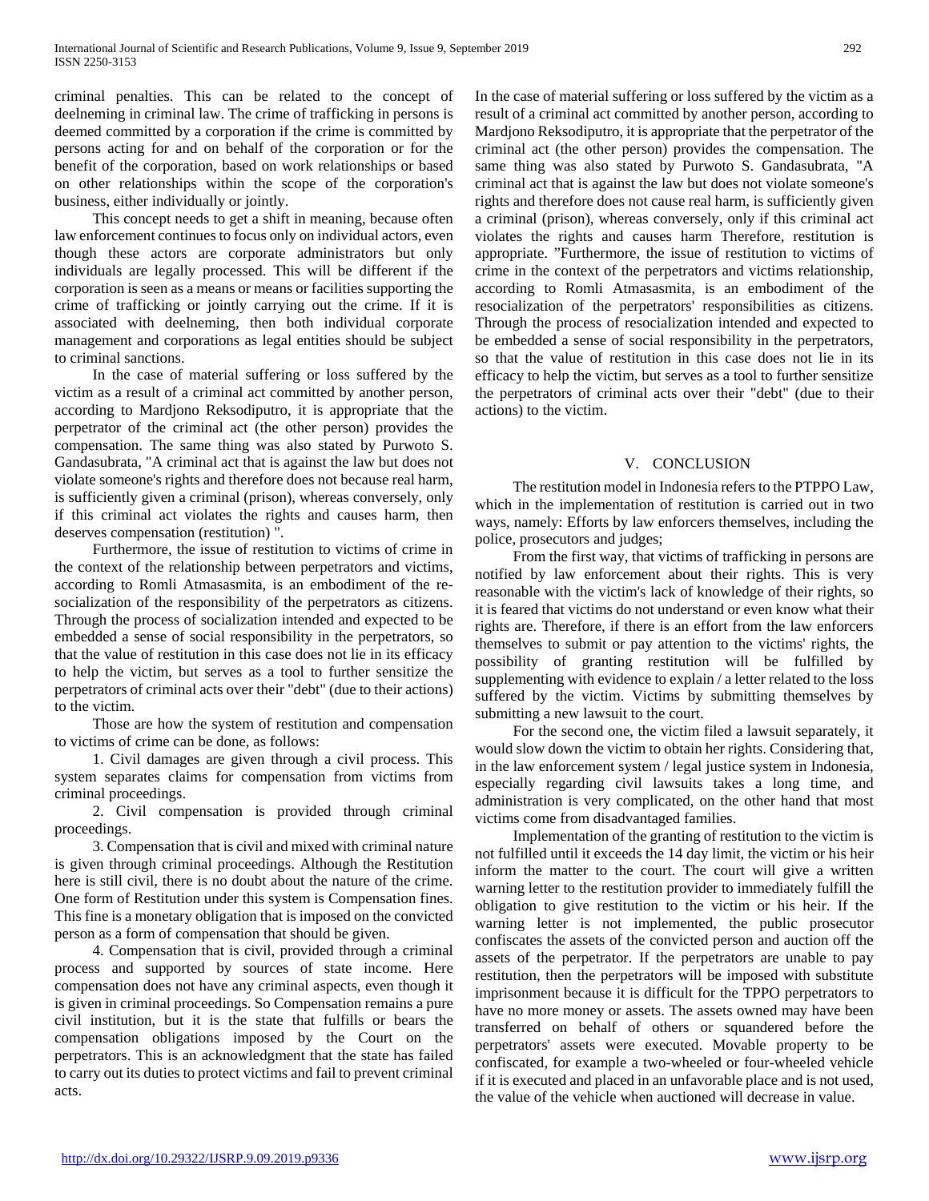criminal penalties. This can be related to the concept of deelneming in criminal law. The crime of trafficking in persons is deemed committed by a corporation if the crime is committed by persons acting for and on behalf of the corporation or for the benefit of the corporation, based on work relationships or based on other relationships within the scope of the corporation's business, either individually or jointly.

This concept needs to get a shift in meaning, because often law enforcement continues to focus only on individual actors, even though these actors are corporate administrators but only individuals are legally processed. This will be different if the corporation is seen as a means or means or facilities supporting the crime of trafficking or jointly carrying out the crime. If it is associated with deelneming, then both individual corporate management and corporations as legal entities should be subject to criminal sanctions.

In the case of material suffering or loss suffered by the victim as a result of a criminal act committed by another person, according to Mardjono Reksodiputro, it is appropriate that the perpetrator of the criminal act (the other person) provides the compensation. The same thing was also stated by Purwoto S. Gandasubrata, "A criminal act that is against the law but does not violate someone's rights and therefore does not because real harm, is sufficiently given a criminal (prison), whereas conversely, only if this criminal act violates the rights and causes harm, then deserves compensation (restitution) ".

Furthermore, the issue of restitution to victims of crime in the context of the relationship between perpetrators and victims, according to Romli Atmasasmita, is an embodiment of the re-socialization of the responsibility of the perpetrators as citizens. Through the process of socialization intended and expected to be embedded a sense of social responsibility in the perpetrators, so that the value of restitution in this case does not lie in its efficacy to help the victim, but serves as a tool to further sensitize the perpetrators of criminal acts over their "debt" (due to their actions) to the victim.

Those are how the system of restitution and compensation to victims of crime can be done, as follows:

1. Civil damages are given through a civil process. This system separates claims for compensation from victims from criminal proceedings.

2. Civil compensation is provided through criminal proceedings.

3. Compensation that is civil and mixed with criminal nature is given through criminal proceedings. Although the Restitution here is still civil, there is no doubt about the nature of the crime. One form of Restitution under this system is Compensation fines. This fine is a monetary obligation that is imposed on the convicted person as a form of compensation that should be given.

4. Compensation that is civil, provided through a criminal process and supported by sources of state income. Here compensation does not have any criminal aspects, even though it is given in criminal proceedings. So Compensation remains a pure civil institution, but it is the state that fulfills or bears the compensation obligations imposed by the Court on the perpetrators. This is an acknowledgment that the state has failed to carry out its duties to protect victims and fail to prevent criminal acts.

In the case of material suffering or loss suffered by the victim as a result of a criminal act committed by another person, according to Mardjono Reksodiputro, it is appropriate that the perpetrator of the criminal act (the other person) provides the compensation. The same thing was also stated by Purwoto S. Gandasubrata, "A criminal act that is against the law but does not violate someone's rights and therefore does not cause real harm, is sufficiently given a criminal (prison), whereas conversely, only if this criminal act violates the rights and causes harm Therefore, restitution is appropriate. "Furthermore, the issue of restitution to victims of crime in the context of the perpetrators and victims relationship, according to Romli Atmasasmita, is an embodiment of the resocialization of the perpetrators' responsibilities as citizens. Through the process of resocialization intended and expected to be embedded a sense of social responsibility in the perpetrators, so that the value of restitution in this case does not lie in its efficacy to help the victim, but serves as a tool to further sensitize the perpetrators of criminal acts over their "debt" (due to their actions) to the victim.

## V. CONCLUSION

The restitution model in Indonesia refers to the PTPPO Law, which in the implementation of restitution is carried out in two ways, namely: Efforts by law enforcers themselves, including the police, prosecutors and judges;

From the first way, that victims of trafficking in persons are notified by law enforcement about their rights. This is very reasonable with the victim's lack of knowledge of their rights, so it is feared that victims do not understand or even know what their rights are. Therefore, if there is an effort from the law enforcers themselves to submit or pay attention to the victims' rights, the possibility of granting restitution will be fulfilled by supplementing with evidence to explain / a letter related to the loss suffered by the victim. Victims by submitting themselves by submitting a new lawsuit to the court.

For the second one, the victim filed a lawsuit separately, it would slow down the victim to obtain her rights. Considering that, in the law enforcement system / legal justice system in Indonesia, especially regarding civil lawsuits takes a long time, and administration is very complicated, on the other hand that most victims come from disadvantaged families.

Implementation of the granting of restitution to the victim is not fulfilled until it exceeds the 14 day limit, the victim or his heir inform the matter to the court. The court will give a written warning letter to the restitution provider to immediately fulfill the obligation to give restitution to the victim or his heir. If the warning letter is not implemented, the public prosecutor confiscates the assets of the convicted person and auction off the assets of the perpetrator. If the perpetrators are unable to pay restitution, then the perpetrators will be imposed with substitute imprisonment because it is difficult for the TPPO perpetrators to have no more money or assets. The assets owned may have been transferred on behalf of others or squandered before the perpetrators' assets were executed. Movable property to be confiscated, for example a two-wheeled or four-wheeled vehicle if it is executed and placed in an unfavorable place and is not used, the value of the vehicle when auctioned will decrease in value.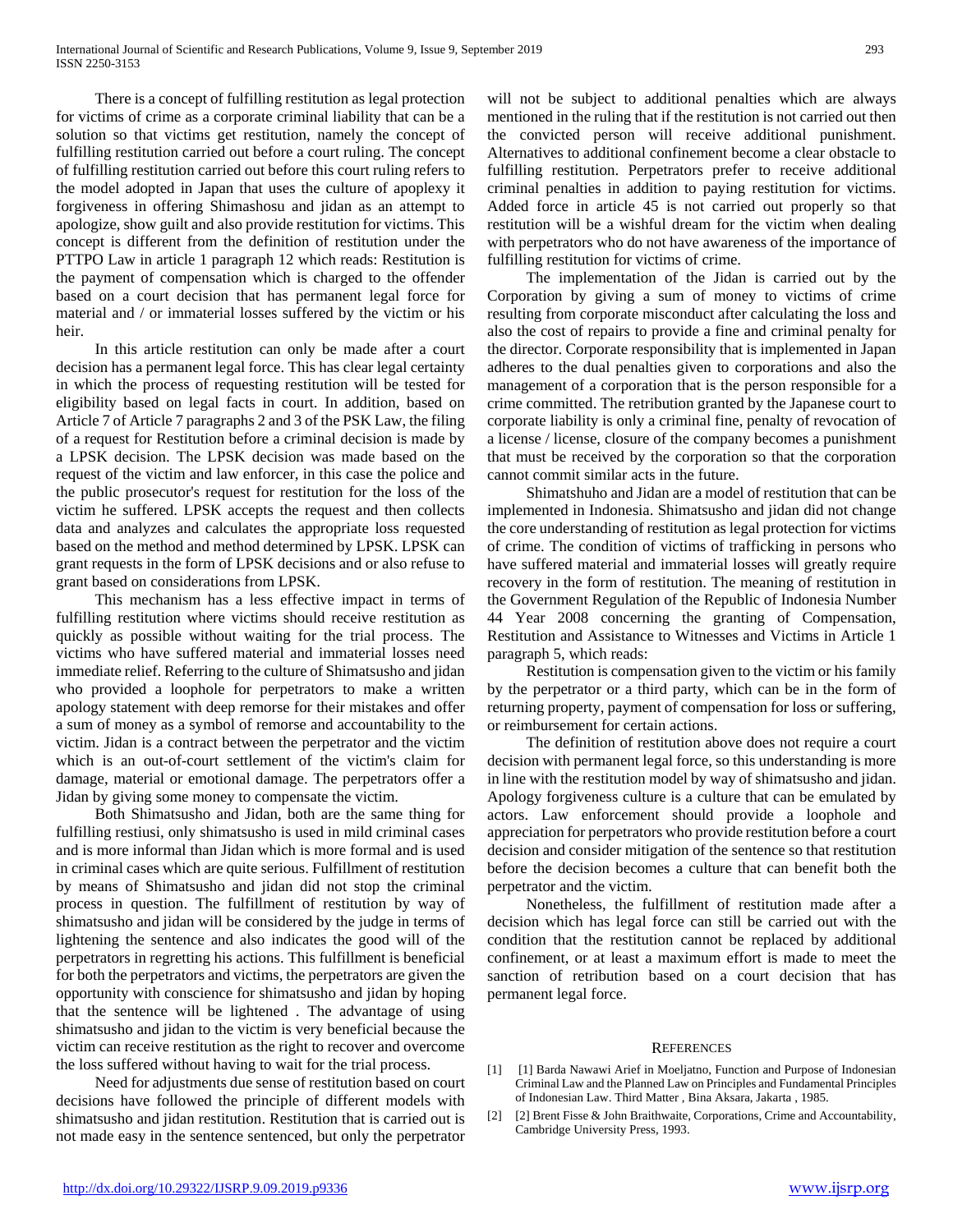There is a concept of fulfilling restitution as legal protection for victims of crime as a corporate criminal liability that can be a solution so that victims get restitution, namely the concept of fulfilling restitution carried out before a court ruling. The concept of fulfilling restitution carried out before this court ruling refers to the model adopted in Japan that uses the culture of apoplexy it forgiveness in offering Shimashosu and jidan as an attempt to apologize, show guilt and also provide restitution for victims. This concept is different from the definition of restitution under the PTTPO Law in article 1 paragraph 12 which reads: Restitution is the payment of compensation which is charged to the offender based on a court decision that has permanent legal force for material and / or immaterial losses suffered by the victim or his heir.

In this article restitution can only be made after a court decision has a permanent legal force. This has clear legal certainty in which the process of requesting restitution will be tested for eligibility based on legal facts in court. In addition, based on Article 7 of Article 7 paragraphs 2 and 3 of the PSK Law, the filing of a request for Restitution before a criminal decision is made by a LPSK decision. The LPSK decision was made based on the request of the victim and law enforcer, in this case the police and the public prosecutor's request for restitution for the loss of the victim he suffered. LPSK accepts the request and then collects data and analyzes and calculates the appropriate loss requested based on the method and method determined by LPSK. LPSK can grant requests in the form of LPSK decisions and or also refuse to grant based on considerations from LPSK.

This mechanism has a less effective impact in terms of fulfilling restitution where victims should receive restitution as quickly as possible without waiting for the trial process. The victims who have suffered material and immaterial losses need immediate relief. Referring to the culture of Shimatsusho and jidan who provided a loophole for perpetrators to make a written apology statement with deep remorse for their mistakes and offer a sum of money as a symbol of remorse and accountability to the victim. Jidan is a contract between the perpetrator and the victim which is an out-of-court settlement of the victim's claim for damage, material or emotional damage. The perpetrators offer a Jidan by giving some money to compensate the victim.

Both Shimatsusho and Jidan, both are the same thing for fulfilling restiusi, only shimatsusho is used in mild criminal cases and is more informal than Jidan which is more formal and is used in criminal cases which are quite serious. Fulfillment of restitution by means of Shimatsusho and jidan did not stop the criminal process in question. The fulfillment of restitution by way of shimatsusho and jidan will be considered by the judge in terms of lightening the sentence and also indicates the good will of the perpetrators in regretting his actions. This fulfillment is beneficial for both the perpetrators and victims, the perpetrators are given the opportunity with conscience for shimatsusho and jidan by hoping that the sentence will be lightened . The advantage of using shimatsusho and jidan to the victim is very beneficial because the victim can receive restitution as the right to recover and overcome the loss suffered without having to wait for the trial process.

Need for adjustments due sense of restitution based on court decisions have followed the principle of different models with shimatsusho and jidan restitution. Restitution that is carried out is not made easy in the sentence sentenced, but only the perpetrator will not be subject to additional penalties which are always mentioned in the ruling that if the restitution is not carried out then the convicted person will receive additional punishment. Alternatives to additional confinement become a clear obstacle to fulfilling restitution. Perpetrators prefer to receive additional criminal penalties in addition to paying restitution for victims. Added force in article 45 is not carried out properly so that restitution will be a wishful dream for the victim when dealing with perpetrators who do not have awareness of the importance of fulfilling restitution for victims of crime.

The implementation of the Jidan is carried out by the Corporation by giving a sum of money to victims of crime resulting from corporate misconduct after calculating the loss and also the cost of repairs to provide a fine and criminal penalty for the director. Corporate responsibility that is implemented in Japan adheres to the dual penalties given to corporations and also the management of a corporation that is the person responsible for a crime committed. The retribution granted by the Japanese court to corporate liability is only a criminal fine, penalty of revocation of a license / license, closure of the company becomes a punishment that must be received by the corporation so that the corporation cannot commit similar acts in the future.

Shimatshuho and Jidan are a model of restitution that can be implemented in Indonesia. Shimatsusho and jidan did not change the core understanding of restitution as legal protection for victims of crime. The condition of victims of trafficking in persons who have suffered material and immaterial losses will greatly require recovery in the form of restitution. The meaning of restitution in the Government Regulation of the Republic of Indonesia Number 44 Year 2008 concerning the granting of Compensation, Restitution and Assistance to Witnesses and Victims in Article 1 paragraph 5, which reads:

Restitution is compensation given to the victim or his family by the perpetrator or a third party, which can be in the form of returning property, payment of compensation for loss or suffering, or reimbursement for certain actions.

The definition of restitution above does not require a court decision with permanent legal force, so this understanding is more in line with the restitution model by way of shimatsusho and jidan. Apology forgiveness culture is a culture that can be emulated by actors. Law enforcement should provide a loophole and appreciation for perpetrators who provide restitution before a court decision and consider mitigation of the sentence so that restitution before the decision becomes a culture that can benefit both the perpetrator and the victim.

Nonetheless, the fulfillment of restitution made after a decision which has legal force can still be carried out with the condition that the restitution cannot be replaced by additional confinement, or at least a maximum effort is made to meet the sanction of retribution based on a court decision that has permanent legal force.

## REFERENCES

[1] [1] Barda Nawawi Arief in Moeljatno, Function and Purpose of Indonesian Criminal Law and the Planned Law on Principles and Fundamental Principles of Indonesian Law. Third Matter , Bina Aksara, Jakarta , 1985.

[2] [2] Brent Fisse & John Braithwaite, Corporations, Crime and Accountability, Cambridge University Press, 1993.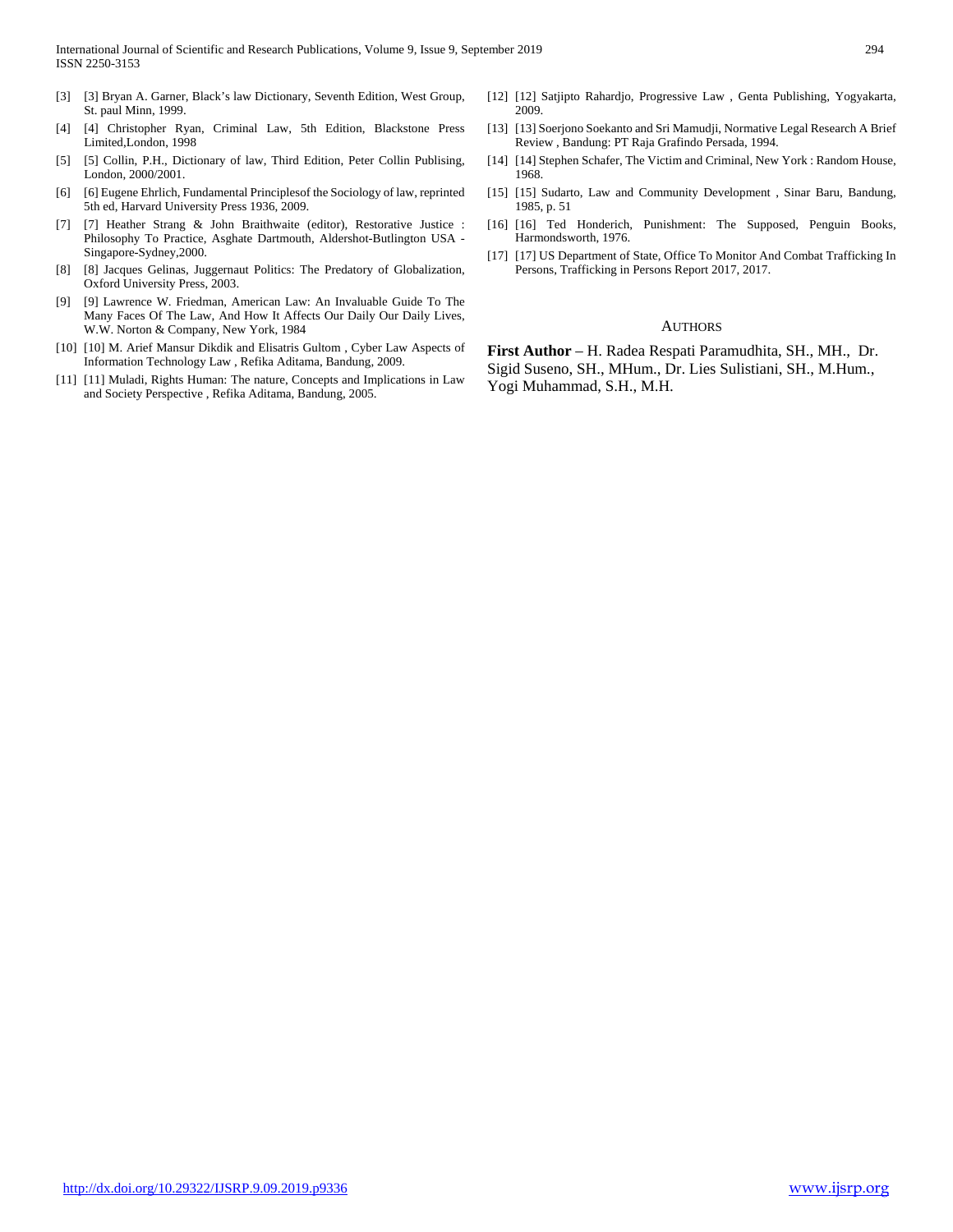[3] [3] Bryan A. Garner, Black's law Dictionary, Seventh Edition, West Group, St. paul Minn, 1999.

[4] [4] Christopher Ryan, Criminal Law, 5th Edition, Blackstone Press Limited,London, 1998

[5] [5] Collin, P.H., Dictionary of law, Third Edition, Peter Collin Publising, London, 2000/2001.

[6] [6] Eugene Ehrlich, Fundamental Principlesof the Sociology of law, reprinted 5th ed, Harvard University Press 1936, 2009.

[7] [7] Heather Strang & John Braithwaite (editor), Restorative Justice : Philosophy To Practice, Asghate Dartmouth, Aldershot-Butlington USA - Singapore-Sydney,2000.

[8] [8] Jacques Gelinas, Juggernaut Politics: The Predatory of Globalization, Oxford University Press, 2003.

[9] [9] Lawrence W. Friedman, American Law: An Invaluable Guide To The Many Faces Of The Law, And How It Affects Our Daily Our Daily Lives, W.W. Norton & Company, New York, 1984

[10] [10] M. Arief Mansur Dikdik and Elisatris Gultom , Cyber Law Aspects of Information Technology Law , Refika Aditama, Bandung, 2009.

[11] [11] Muladi, Rights Human: The nature, Concepts and Implications in Law and Society Perspective , Refika Aditama, Bandung, 2005.

[12] [12] Satjipto Rahardjo, Progressive Law , Genta Publishing, Yogyakarta, 2009.

[13] [13] Soerjono Soekanto and Sri Mamudji, Normative Legal Research A Brief Review , Bandung: PT Raja Grafindo Persada, 1994.

[14] [14] Stephen Schafer, The Victim and Criminal, New York : Random House, 1968.

[15] [15] Sudarto, Law and Community Development , Sinar Baru, Bandung, 1985, p. 51

[16] [16] Ted Honderich, Punishment: The Supposed, Penguin Books, Harmondsworth, 1976.

[17] [17] US Department of State, Office To Monitor And Combat Trafficking In Persons, Trafficking in Persons Report 2017, 2017.

## Authors

**First Author** – H. Radea Respati Paramudhita, SH., MH., Dr. Sigid Suseno, SH., MHum., Dr. Lies Sulistiani, SH., M.Hum., Yogi Muhammad, S.H., M.H.